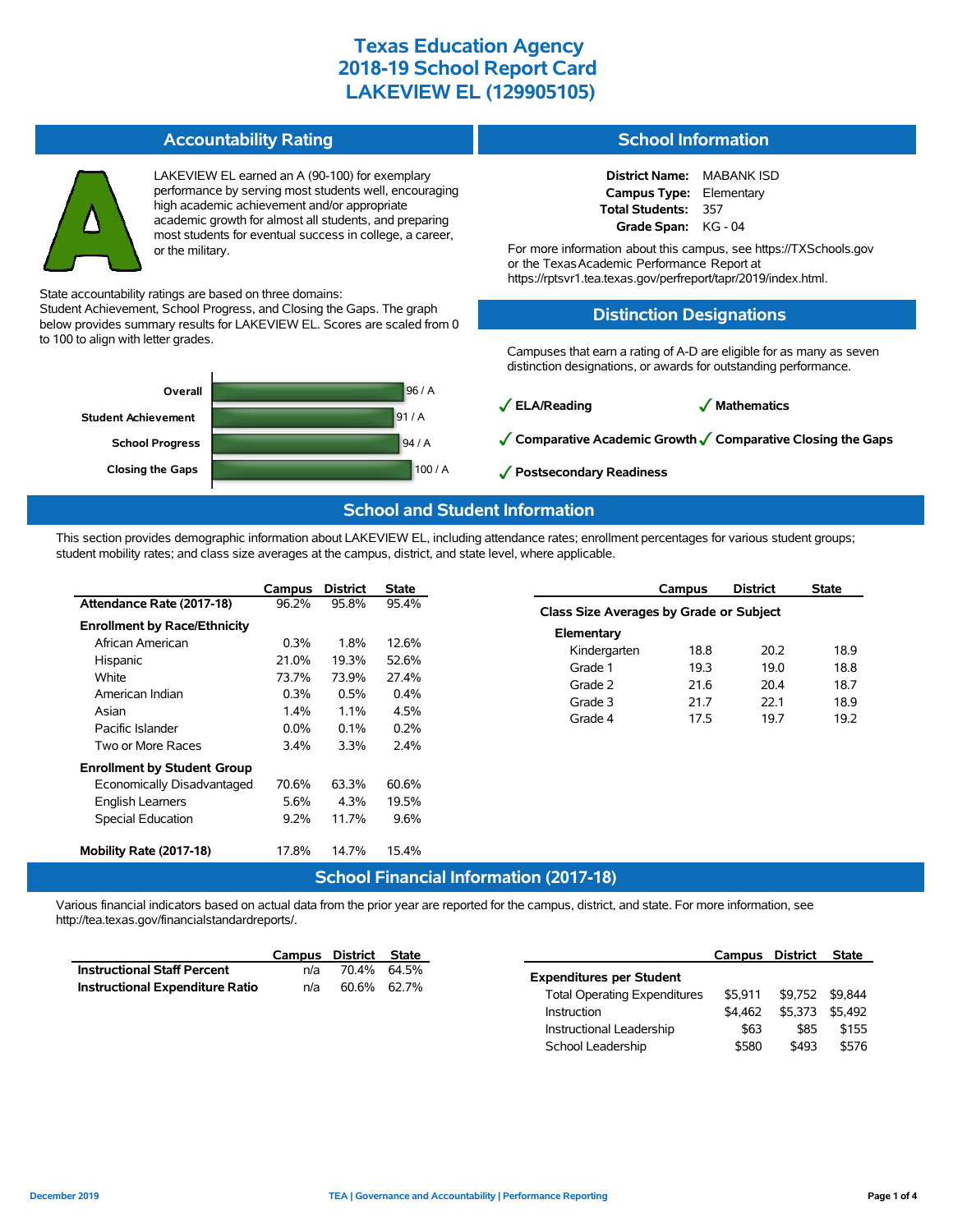# Texas Education Agency
# 2018-19 School Report Card
# LAKEVIEW EL (129905105)

## Accountability Rating

LAKEVIEW EL earned an A (90-100) for exemplary performance by serving most students well, encouraging high academic achievement and/or appropriate academic growth for almost all students, and preparing most students for eventual success in college, a career, or the military.

State accountability ratings are based on three domains: Student Achievement, School Progress, and Closing the Gaps. The graph below provides summary results for LAKEVIEW EL. Scores are scaled from 0 to 100 to align with letter grades.

| Domain | Score |
|---|---|
| Overall | 96 / A |
| Student Achievement | 91 / A |
| School Progress | 94 / A |
| Closing the Gaps | 100 / A |

## School Information

**District Name:** MABANK ISD
**Campus Type:** Elementary
**Total Students:** 357
**Grade Span:** KG - 04

For more information about this campus, see https://TXSchools.gov or the Texas Academic Performance Report at https://rptsvr1.tea.texas.gov/perfreport/tapr/2019/index.html.

## Distinction Designations

Campuses that earn a rating of A-D are eligible for as many as seven distinction designations, or awards for outstanding performance.

- ✓ ELA/Reading
- ✓ Mathematics
- ✓ Comparative Academic Growth
- ✓ Comparative Closing the Gaps
- ✓ Postsecondary Readiness

## School and Student Information

This section provides demographic information about LAKEVIEW EL, including attendance rates; enrollment percentages for various student groups; student mobility rates; and class size averages at the campus, district, and state level, where applicable.

| | Campus | District | State |
|---|---|---|---|
| **Attendance Rate (2017-18)** | 96.2% | 95.8% | 95.4% |
| **Enrollment by Race/Ethnicity** | | | |
| African American | 0.3% | 1.8% | 12.6% |
| Hispanic | 21.0% | 19.3% | 52.6% |
| White | 73.7% | 73.9% | 27.4% |
| American Indian | 0.3% | 0.5% | 0.4% |
| Asian | 1.4% | 1.1% | 4.5% |
| Pacific Islander | 0.0% | 0.1% | 0.2% |
| Two or More Races | 3.4% | 3.3% | 2.4% |
| **Enrollment by Student Group** | | | |
| Economically Disadvantaged | 70.6% | 63.3% | 60.6% |
| English Learners | 5.6% | 4.3% | 19.5% |
| Special Education | 9.2% | 11.7% | 9.6% |
| **Mobility Rate (2017-18)** | 17.8% | 14.7% | 15.4% |

| | Campus | District | State |
|---|---|---|---|
| **Class Size Averages by Grade or Subject** | | | |
| **Elementary** | | | |
| Kindergarten | 18.8 | 20.2 | 18.9 |
| Grade 1 | 19.3 | 19.0 | 18.8 |
| Grade 2 | 21.6 | 20.4 | 18.7 |
| Grade 3 | 21.7 | 22.1 | 18.9 |
| Grade 4 | 17.5 | 19.7 | 19.2 |

## School Financial Information (2017-18)

Various financial indicators based on actual data from the prior year are reported for the campus, district, and state. For more information, see http://tea.texas.gov/financialstandardreports/.

| | Campus | District | State |
|---|---|---|---|
| **Instructional Staff Percent** | n/a | 70.4% | 64.5% |
| **Instructional Expenditure Ratio** | n/a | 60.6% | 62.7% |

| | Campus | District | State |
|---|---|---|---|
| **Expenditures per Student** | | | |
| Total Operating Expenditures | $5,911 | $9,752 | $9,844 |
| Instruction | $4,462 | $5,373 | $5,492 |
| Instructional Leadership | $63 | $85 | $155 |
| School Leadership | $580 | $493 | $576 |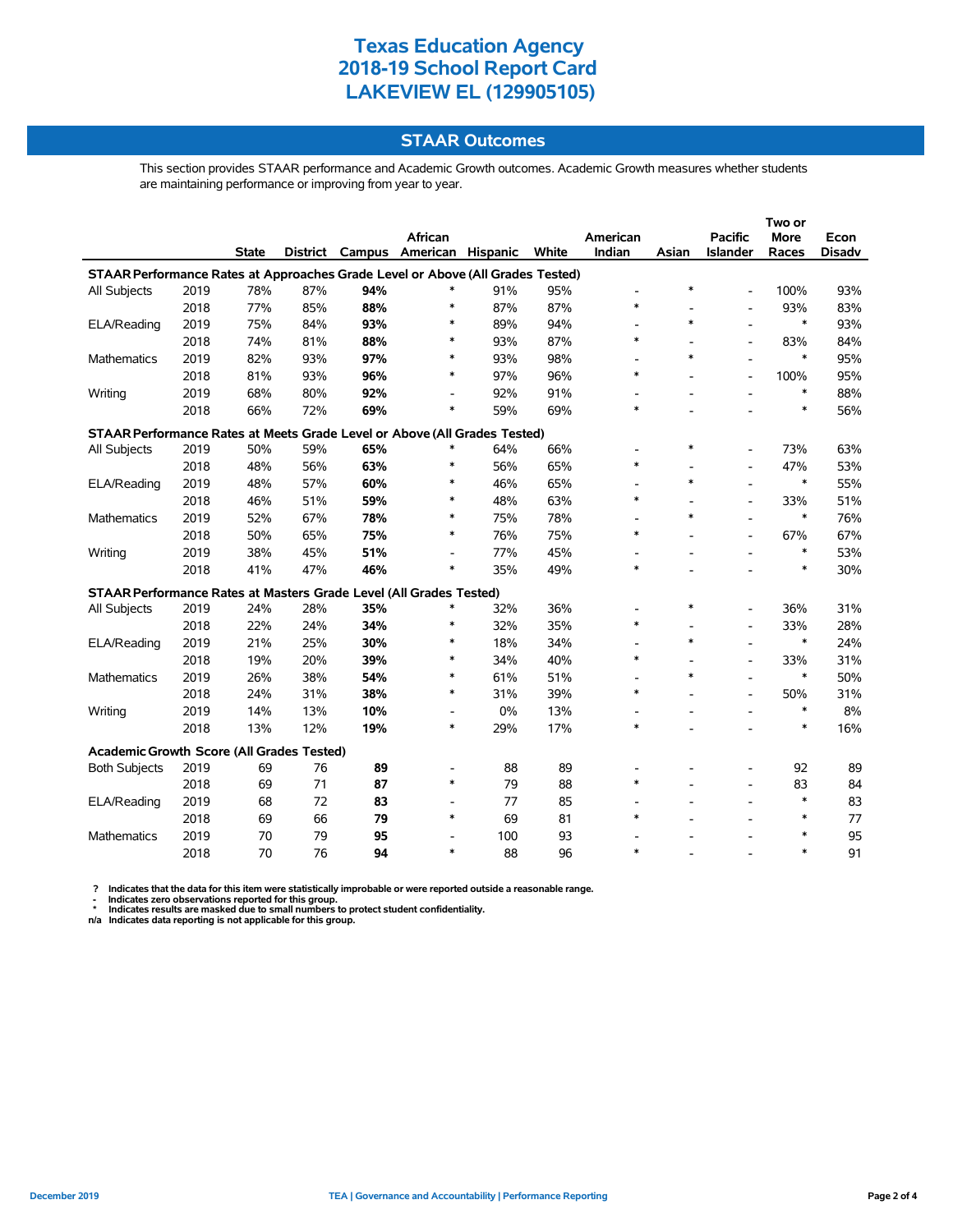# Texas Education Agency
# 2018-19 School Report Card
# LAKEVIEW EL (129905105)

## STAAR Outcomes

This section provides STAAR performance and Academic Growth outcomes. Academic Growth measures whether students are maintaining performance or improving from year to year.

| | | State | District | Campus | African American | Hispanic | White | American Indian | Asian | Pacific Islander | Two or More Races | Econ Disadv |
|---|---|---|---|---|---|---|---|---|---|---|---|---|
| **STAAR Performance Rates at Approaches Grade Level or Above (All Grades Tested)** | | | | | | | | | | | | |
| All Subjects | 2019 | 78% | 87% | **94%** | * | 91% | 95% | - | * | - | 100% | 93% |
| | 2018 | 77% | 85% | **88%** | * | 87% | 87% | * | - | - | 93% | 83% |
| ELA/Reading | 2019 | 75% | 84% | **93%** | * | 89% | 94% | - | * | - | * | 93% |
| | 2018 | 74% | 81% | **88%** | * | 93% | 87% | * | - | - | 83% | 84% |
| Mathematics | 2019 | 82% | 93% | **97%** | * | 93% | 98% | - | * | - | * | 95% |
| | 2018 | 81% | 93% | **96%** | * | 97% | 96% | * | - | - | 100% | 95% |
| Writing | 2019 | 68% | 80% | **92%** | - | 92% | 91% | - | - | - | * | 88% |
| | 2018 | 66% | 72% | **69%** | * | 59% | 69% | * | - | - | * | 56% |
| **STAAR Performance Rates at Meets Grade Level or Above (All Grades Tested)** | | | | | | | | | | | | |
| All Subjects | 2019 | 50% | 59% | **65%** | * | 64% | 66% | - | * | - | 73% | 63% |
| | 2018 | 48% | 56% | **63%** | * | 56% | 65% | * | - | - | 47% | 53% |
| ELA/Reading | 2019 | 48% | 57% | **60%** | * | 46% | 65% | - | * | - | * | 55% |
| | 2018 | 46% | 51% | **59%** | * | 48% | 63% | * | - | - | 33% | 51% |
| Mathematics | 2019 | 52% | 67% | **78%** | * | 75% | 78% | - | * | - | * | 76% |
| | 2018 | 50% | 65% | **75%** | * | 76% | 75% | * | - | - | 67% | 67% |
| Writing | 2019 | 38% | 45% | **51%** | - | 77% | 45% | - | - | - | * | 53% |
| | 2018 | 41% | 47% | **46%** | * | 35% | 49% | * | - | - | * | 30% |
| **STAAR Performance Rates at Masters Grade Level (All Grades Tested)** | | | | | | | | | | | | |
| All Subjects | 2019 | 24% | 28% | **35%** | * | 32% | 36% | - | * | - | 36% | 31% |
| | 2018 | 22% | 24% | **34%** | * | 32% | 35% | * | - | - | 33% | 28% |
| ELA/Reading | 2019 | 21% | 25% | **30%** | * | 18% | 34% | - | * | - | * | 24% |
| | 2018 | 19% | 20% | **39%** | * | 34% | 40% | * | - | - | 33% | 31% |
| Mathematics | 2019 | 26% | 38% | **54%** | * | 61% | 51% | - | * | - | * | 50% |
| | 2018 | 24% | 31% | **38%** | * | 31% | 39% | * | - | - | 50% | 31% |
| Writing | 2019 | 14% | 13% | **10%** | - | 0% | 13% | - | - | - | * | 8% |
| | 2018 | 13% | 12% | **19%** | * | 29% | 17% | * | - | - | * | 16% |
| **Academic Growth Score (All Grades Tested)** | | | | | | | | | | | | |
| Both Subjects | 2019 | 69 | 76 | **89** | - | 88 | 89 | - | - | - | 92 | 89 |
| | 2018 | 69 | 71 | **87** | * | 79 | 88 | * | - | - | 83 | 84 |
| ELA/Reading | 2019 | 68 | 72 | **83** | - | 77 | 85 | - | - | - | * | 83 |
| | 2018 | 69 | 66 | **79** | * | 69 | 81 | * | - | - | * | 77 |
| Mathematics | 2019 | 70 | 79 | **95** | - | 100 | 93 | - | - | - | * | 95 |
| | 2018 | 70 | 76 | **94** | * | 88 | 96 | * | - | - | * | 91 |

? Indicates that the data for this item were statistically improbable or were reported outside a reasonable range.
- Indicates zero observations reported for this group.
* Indicates results are masked due to small numbers to protect student confidentiality.
n/a Indicates data reporting is not applicable for this group.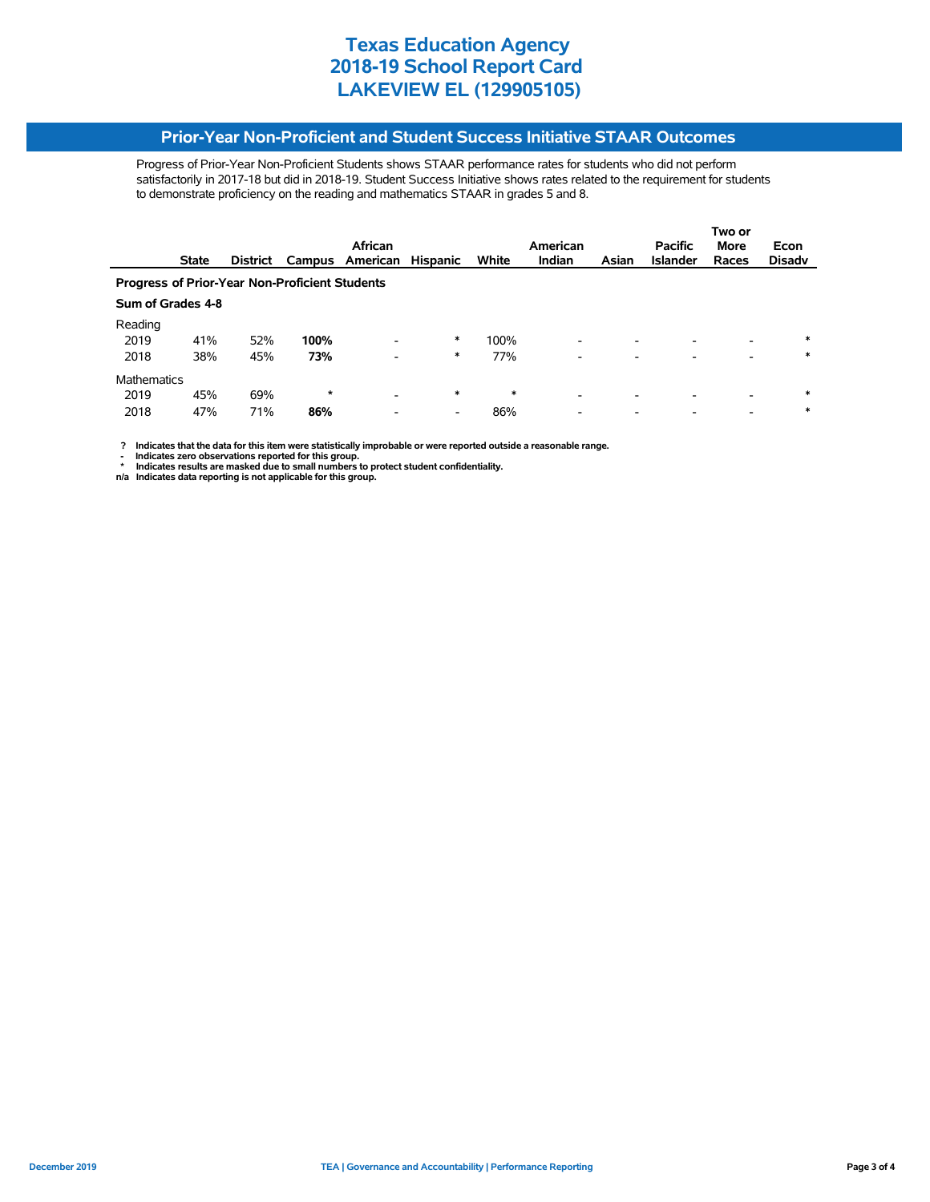# Texas Education Agency
# 2018-19 School Report Card
# LAKEVIEW EL (129905105)

## Prior-Year Non-Proficient and Student Success Initiative STAAR Outcomes

Progress of Prior-Year Non-Proficient Students shows STAAR performance rates for students who did not perform satisfactorily in 2017-18 but did in 2018-19. Student Success Initiative shows rates related to the requirement for students to demonstrate proficiency on the reading and mathematics STAAR in grades 5 and 8.

| | State | District | Campus | African American | Hispanic | White | American Indian | Asian | Pacific Islander | Two or More Races | Econ Disadv |
|---|---|---|---|---|---|---|---|---|---|---|---|
| **Progress of Prior-Year Non-Proficient Students** | | | | | | | | | | | |
| **Sum of Grades 4-8** | | | | | | | | | | | |
| Reading | | | | | | | | | | | |
| 2019 | 41% | 52% | **100%** | - | * | 100% | - | - | - | - | * |
| 2018 | 38% | 45% | **73%** | - | * | 77% | - | - | - | - | * |
| Mathematics | | | | | | | | | | | |
| 2019 | 45% | 69% | * | - | * | * | - | - | - | - | * |
| 2018 | 47% | 71% | **86%** | - | - | 86% | - | - | - | - | * |

**?** Indicates that the data for this item were statistically improbable or were reported outside a reasonable range.
**-** Indicates zero observations reported for this group.
**\*** Indicates results are masked due to small numbers to protect student confidentiality.
**n/a** Indicates data reporting is not applicable for this group.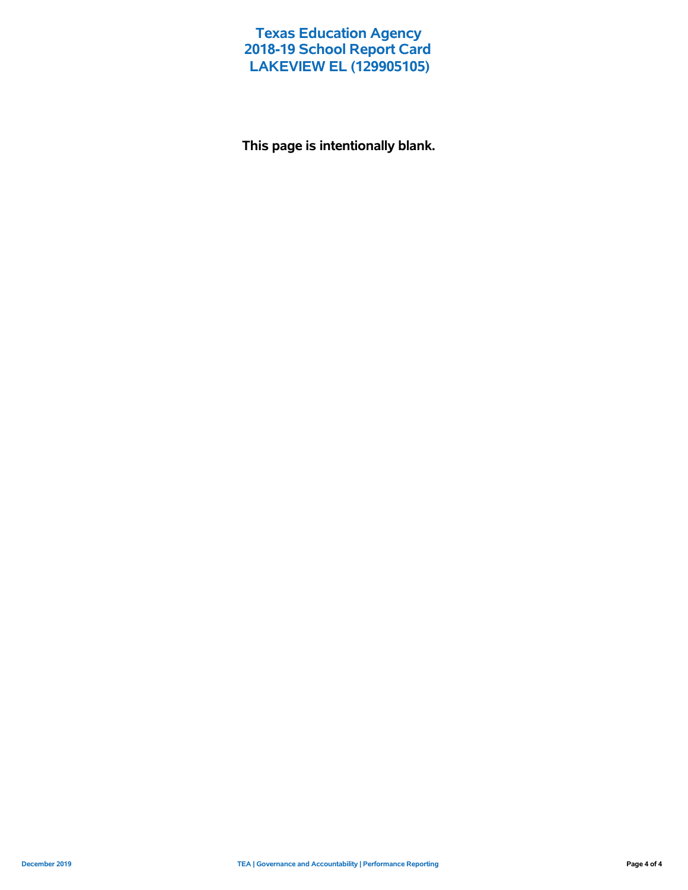# Texas Education Agency
# 2018-19 School Report Card
# LAKEVIEW EL (129905105)

**This page is intentionally blank.**